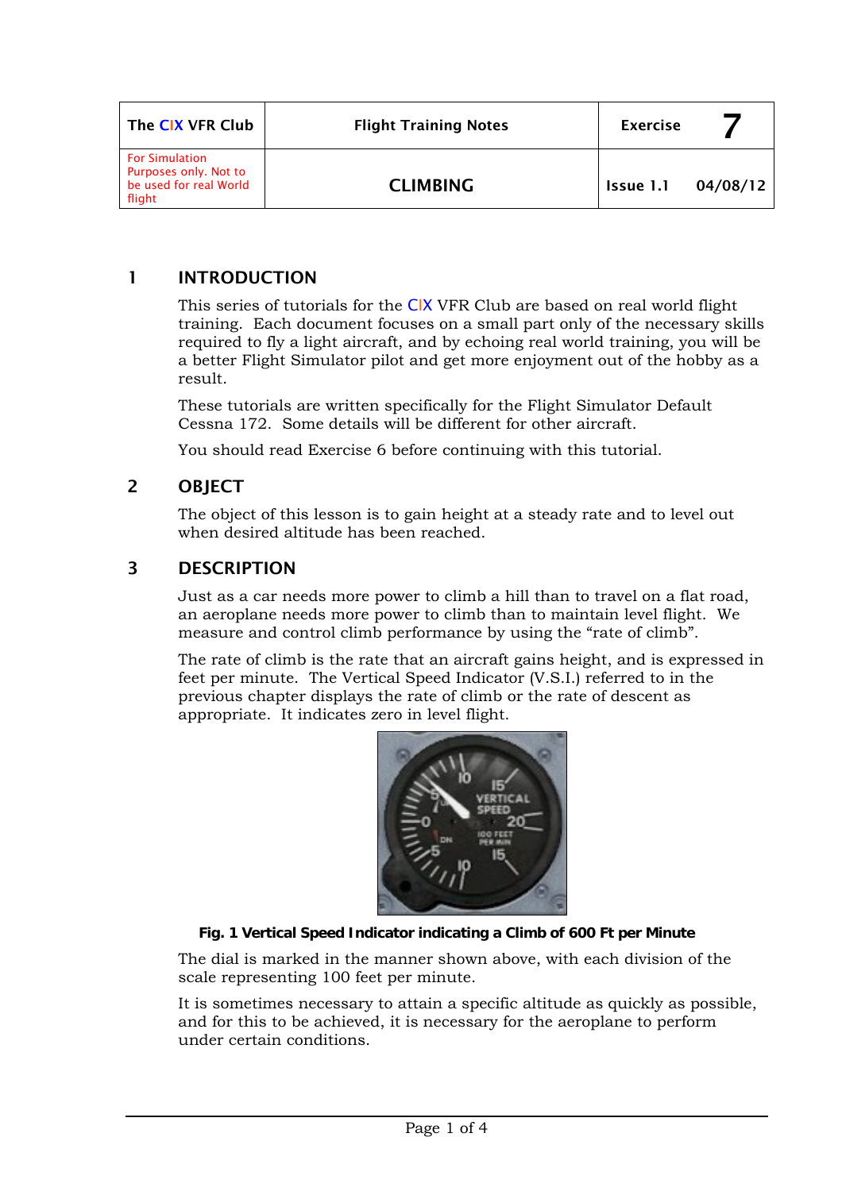| The CIX VFR Club | Flight Training Notes | Exercise 7 |
| --- | --- | --- |
| For Simulation Purposes only. Not to be used for real World flight | CLIMBING | Issue 1.1 04/08/12 |

## 1 INTRODUCTION

This series of tutorials for the CIX VFR Club are based on real world flight training. Each document focuses on a small part only of the necessary skills required to fly a light aircraft, and by echoing real world training, you will be a better Flight Simulator pilot and get more enjoyment out of the hobby as a result.

These tutorials are written specifically for the Flight Simulator Default Cessna 172. Some details will be different for other aircraft.

You should read Exercise 6 before continuing with this tutorial.

## 2 OBJECT

The object of this lesson is to gain height at a steady rate and to level out when desired altitude has been reached.

## 3 DESCRIPTION

Just as a car needs more power to climb a hill than to travel on a flat road, an aeroplane needs more power to climb than to maintain level flight. We measure and control climb performance by using the “rate of climb”.

The rate of climb is the rate that an aircraft gains height, and is expressed in feet per minute. The Vertical Speed Indicator (V.S.I.) referred to in the previous chapter displays the rate of climb or the rate of descent as appropriate. It indicates zero in level flight.

**Fig. 1 Vertical Speed Indicator indicating a Climb of 600 Ft per Minute**

The dial is marked in the manner shown above, with each division of the scale representing 100 feet per minute.

It is sometimes necessary to attain a specific altitude as quickly as possible, and for this to be achieved, it is necessary for the aeroplane to perform under certain conditions.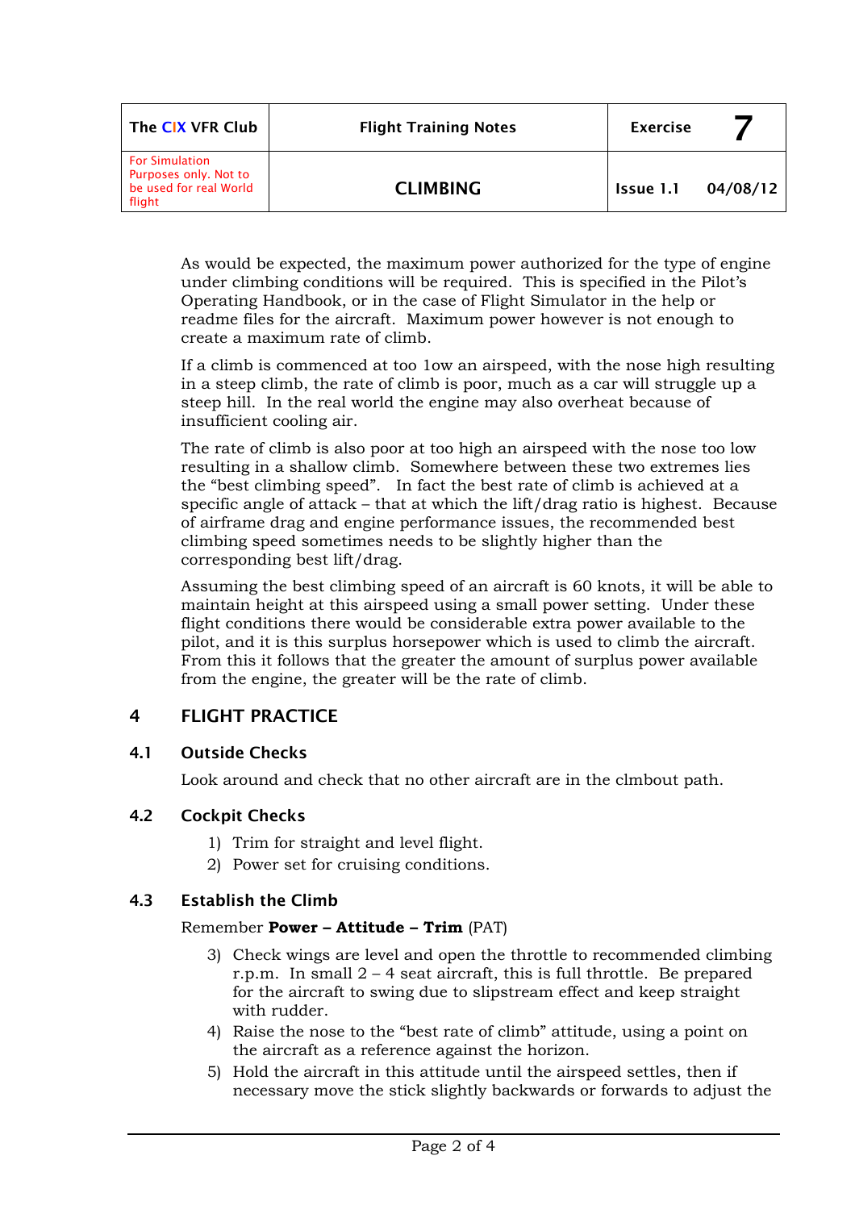As would be expected, the maximum power authorized for the type of engine under climbing conditions will be required. This is specified in the Pilot's Operating Handbook, or in the case of Flight Simulator in the help or readme files for the aircraft. Maximum power however is not enough to create a maximum rate of climb.

If a climb is commenced at too 1ow an airspeed, with the nose high resulting in a steep climb, the rate of climb is poor, much as a car will struggle up a steep hill. In the real world the engine may also overheat because of insufficient cooling air.

The rate of climb is also poor at too high an airspeed with the nose too low resulting in a shallow climb. Somewhere between these two extremes lies the "best climbing speed". In fact the best rate of climb is achieved at a specific angle of attack – that at which the lift/drag ratio is highest. Because of airframe drag and engine performance issues, the recommended best climbing speed sometimes needs to be slightly higher than the corresponding best lift/drag.

Assuming the best climbing speed of an aircraft is 60 knots, it will be able to maintain height at this airspeed using a small power setting. Under these flight conditions there would be considerable extra power available to the pilot, and it is this surplus horsepower which is used to climb the aircraft. From this it follows that the greater the amount of surplus power available from the engine, the greater will be the rate of climb.

## 4 FLIGHT PRACTICE

### 4.1 Outside Checks

Look around and check that no other aircraft are in the clmbout path.

### 4.2 Cockpit Checks

1) Trim for straight and level flight.
2) Power set for cruising conditions.

### 4.3 Establish the Climb

Remember **Power – Attitude – Trim** (PAT)

3) Check wings are level and open the throttle to recommended climbing r.p.m. In small 2 – 4 seat aircraft, this is full throttle. Be prepared for the aircraft to swing due to slipstream effect and keep straight with rudder.
4) Raise the nose to the "best rate of climb" attitude, using a point on the aircraft as a reference against the horizon.
5) Hold the aircraft in this attitude until the airspeed settles, then if necessary move the stick slightly backwards or forwards to adjust the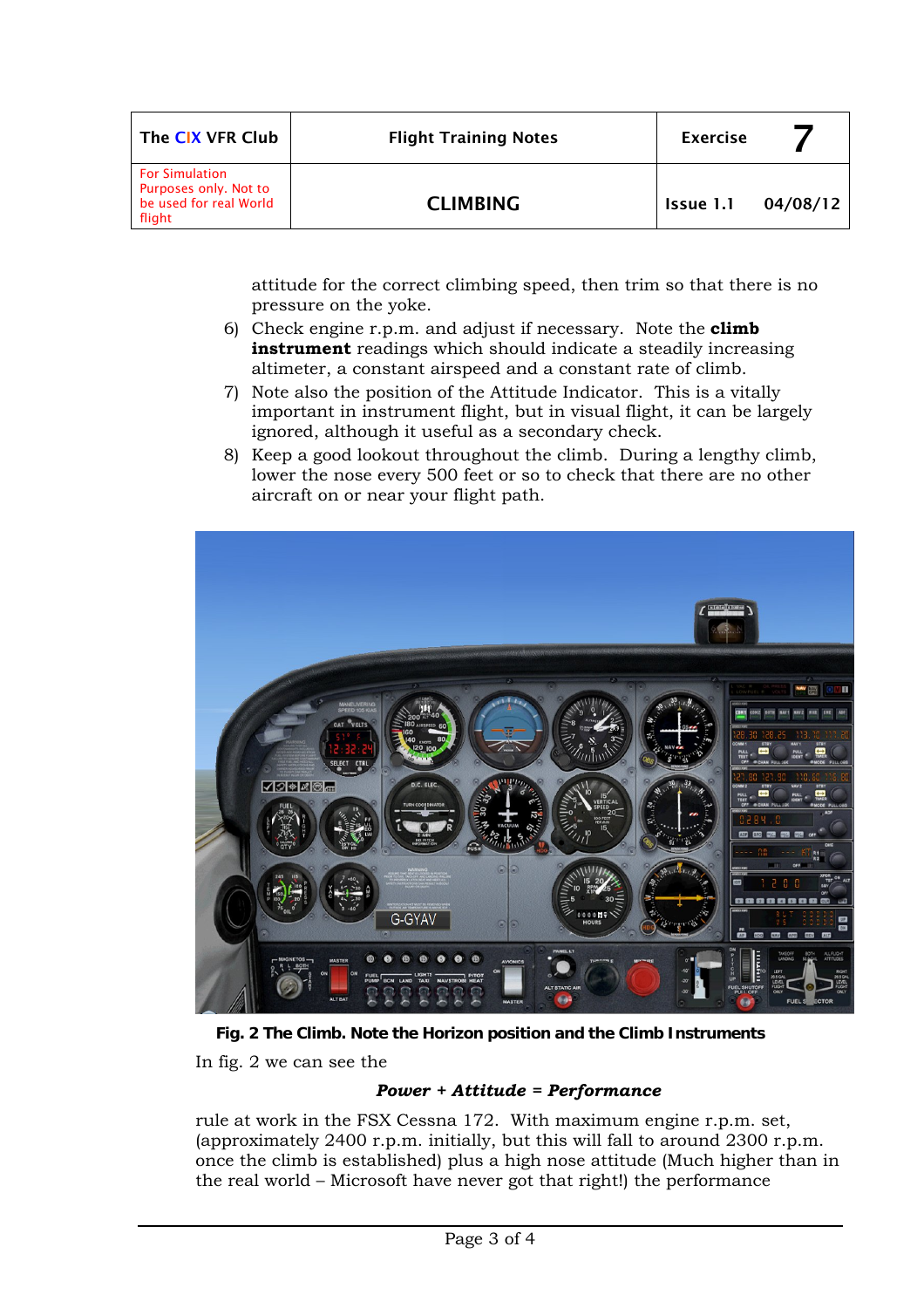attitude for the correct climbing speed, then trim so that there is no pressure on the yoke.

6) Check engine r.p.m. and adjust if necessary. Note the **climb instrument** readings which should indicate a steadily increasing altimeter, a constant airspeed and a constant rate of climb.
7) Note also the position of the Attitude Indicator. This is a vitally important in instrument flight, but in visual flight, it can be largely ignored, although it useful as a secondary check.
8) Keep a good lookout throughout the climb. During a lengthy climb, lower the nose every 500 feet or so to check that there are no other aircraft on or near your flight path.

**Fig. 2 The Climb. Note the Horizon position and the Climb Instruments**

In fig. 2 we can see the

***Power + Attitude = Performance***

rule at work in the FSX Cessna 172. With maximum engine r.p.m. set, (approximately 2400 r.p.m. initially, but this will fall to around 2300 r.p.m. once the climb is established) plus a high nose attitude (Much higher than in the real world – Microsoft have never got that right!) the performance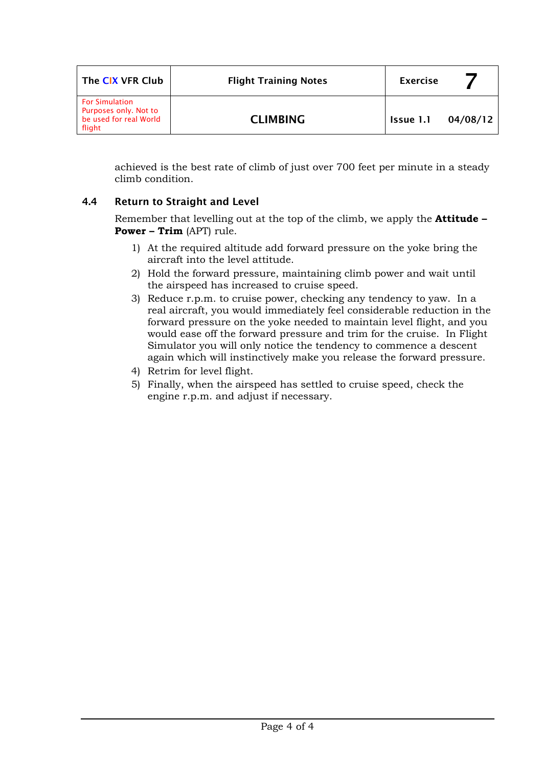achieved is the best rate of climb of just over 700 feet per minute in a steady climb condition.

### 4.4 Return to Straight and Level

Remember that levelling out at the top of the climb, we apply the **Attitude – Power – Trim** (APT) rule.

1) At the required altitude add forward pressure on the yoke bring the aircraft into the level attitude.
2) Hold the forward pressure, maintaining climb power and wait until the airspeed has increased to cruise speed.
3) Reduce r.p.m. to cruise power, checking any tendency to yaw. In a real aircraft, you would immediately feel considerable reduction in the forward pressure on the yoke needed to maintain level flight, and you would ease off the forward pressure and trim for the cruise. In Flight Simulator you will only notice the tendency to commence a descent again which will instinctively make you release the forward pressure.
4) Retrim for level flight.
5) Finally, when the airspeed has settled to cruise speed, check the engine r.p.m. and adjust if necessary.